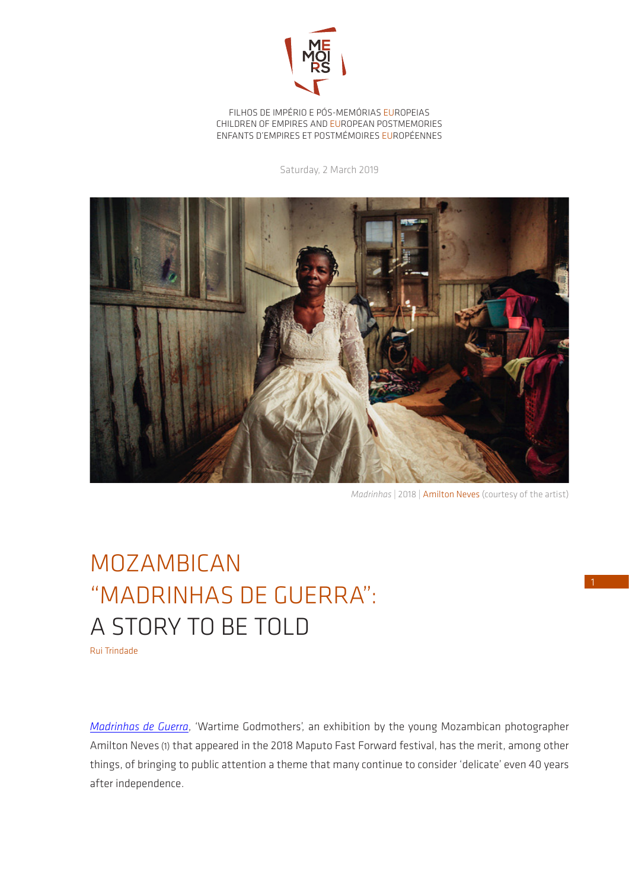FILHOS DE IMPÉRIO E PÓS-MEMÓRIAS EUROPEIAS
CHILDREN OF EMPIRES AND EUROPEAN POSTMEMORIES
ENFANTS D'EMPIRES ET POSTMÉMOIRES EUROPÉENNES

Saturday, 2 March 2019

*Madrinhas* | 2018 | Amilton Neves (courtesy of the artist)

# MOZAMBICAN "MADRINHAS DE GUERRA": A STORY TO BE TOLD

Rui Trindade

*Madrinhas de Guerra*, 'Wartime Godmothers', an exhibition by the young Mozambican photographer Amilton Neves (1) that appeared in the 2018 Maputo Fast Forward festival, has the merit, among other things, of bringing to public attention a theme that many continue to consider 'delicate' even 40 years after independence.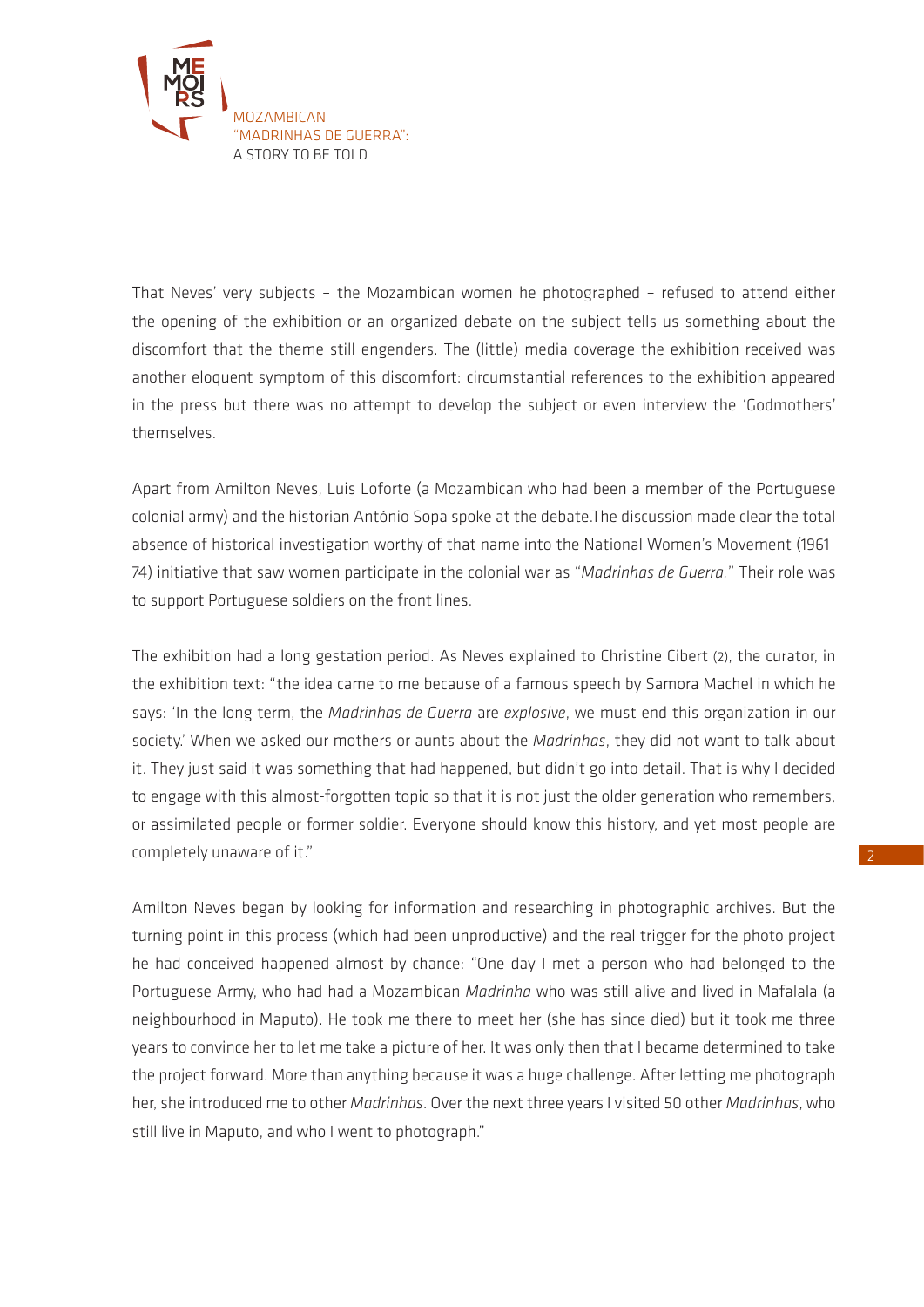That Neves' very subjects – the Mozambican women he photographed – refused to attend either the opening of the exhibition or an organized debate on the subject tells us something about the discomfort that the theme still engenders. The (little) media coverage the exhibition received was another eloquent symptom of this discomfort: circumstantial references to the exhibition appeared in the press but there was no attempt to develop the subject or even interview the 'Godmothers' themselves.

Apart from Amilton Neves, Luis Loforte (a Mozambican who had been a member of the Portuguese colonial army) and the historian António Sopa spoke at the debate.The discussion made clear the total absence of historical investigation worthy of that name into the National Women's Movement (1961-74) initiative that saw women participate in the colonial war as "*Madrinhas de Guerra.*" Their role was to support Portuguese soldiers on the front lines.

The exhibition had a long gestation period. As Neves explained to Christine Cibert (2), the curator, in the exhibition text: "the idea came to me because of a famous speech by Samora Machel in which he says: 'In the long term, the *Madrinhas de Guerra* are *explosive*, we must end this organization in our society.' When we asked our mothers or aunts about the *Madrinhas*, they did not want to talk about it. They just said it was something that had happened, but didn't go into detail. That is why I decided to engage with this almost-forgotten topic so that it is not just the older generation who remembers, or assimilated people or former soldier. Everyone should know this history, and yet most people are completely unaware of it."

Amilton Neves began by looking for information and researching in photographic archives. But the turning point in this process (which had been unproductive) and the real trigger for the photo project he had conceived happened almost by chance: "One day I met a person who had belonged to the Portuguese Army, who had had a Mozambican *Madrinha* who was still alive and lived in Mafalala (a neighbourhood in Maputo). He took me there to meet her (she has since died) but it took me three years to convince her to let me take a picture of her. It was only then that I became determined to take the project forward. More than anything because it was a huge challenge. After letting me photograph her, she introduced me to other *Madrinhas*. Over the next three years I visited 50 other *Madrinhas*, who still live in Maputo, and who I went to photograph."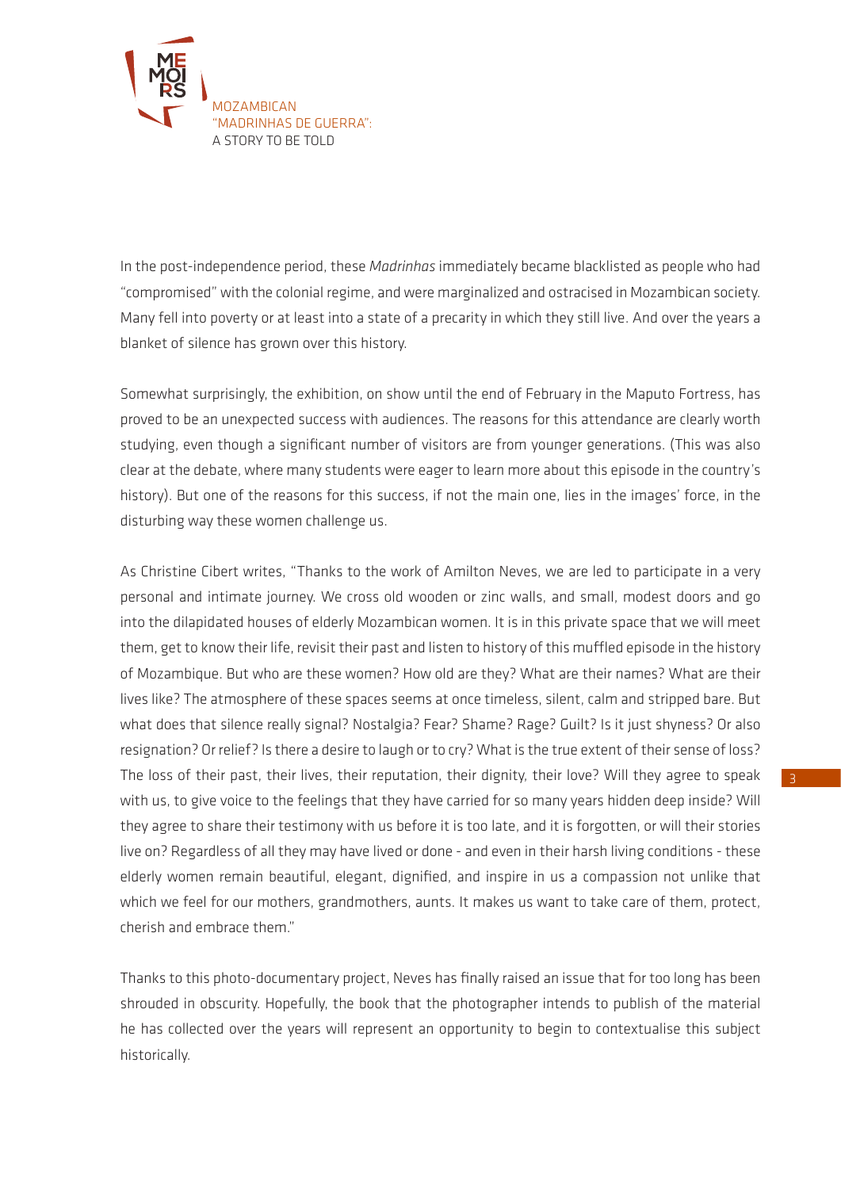In the post-independence period, these *Madrinhas* immediately became blacklisted as people who had "compromised" with the colonial regime, and were marginalized and ostracised in Mozambican society. Many fell into poverty or at least into a state of a precarity in which they still live. And over the years a blanket of silence has grown over this history.

Somewhat surprisingly, the exhibition, on show until the end of February in the Maputo Fortress, has proved to be an unexpected success with audiences. The reasons for this attendance are clearly worth studying, even though a significant number of visitors are from younger generations. (This was also clear at the debate, where many students were eager to learn more about this episode in the country's history). But one of the reasons for this success, if not the main one, lies in the images' force, in the disturbing way these women challenge us.

As Christine Cibert writes, "Thanks to the work of Amilton Neves, we are led to participate in a very personal and intimate journey. We cross old wooden or zinc walls, and small, modest doors and go into the dilapidated houses of elderly Mozambican women. It is in this private space that we will meet them, get to know their life, revisit their past and listen to history of this muffled episode in the history of Mozambique. But who are these women? How old are they? What are their names? What are their lives like? The atmosphere of these spaces seems at once timeless, silent, calm and stripped bare. But what does that silence really signal? Nostalgia? Fear? Shame? Rage? Guilt? Is it just shyness? Or also resignation? Or relief? Is there a desire to laugh or to cry? What is the true extent of their sense of loss? The loss of their past, their lives, their reputation, their dignity, their love? Will they agree to speak with us, to give voice to the feelings that they have carried for so many years hidden deep inside? Will they agree to share their testimony with us before it is too late, and it is forgotten, or will their stories live on? Regardless of all they may have lived or done - and even in their harsh living conditions - these elderly women remain beautiful, elegant, dignified, and inspire in us a compassion not unlike that which we feel for our mothers, grandmothers, aunts. It makes us want to take care of them, protect, cherish and embrace them."

Thanks to this photo-documentary project, Neves has finally raised an issue that for too long has been shrouded in obscurity. Hopefully, the book that the photographer intends to publish of the material he has collected over the years will represent an opportunity to begin to contextualise this subject historically.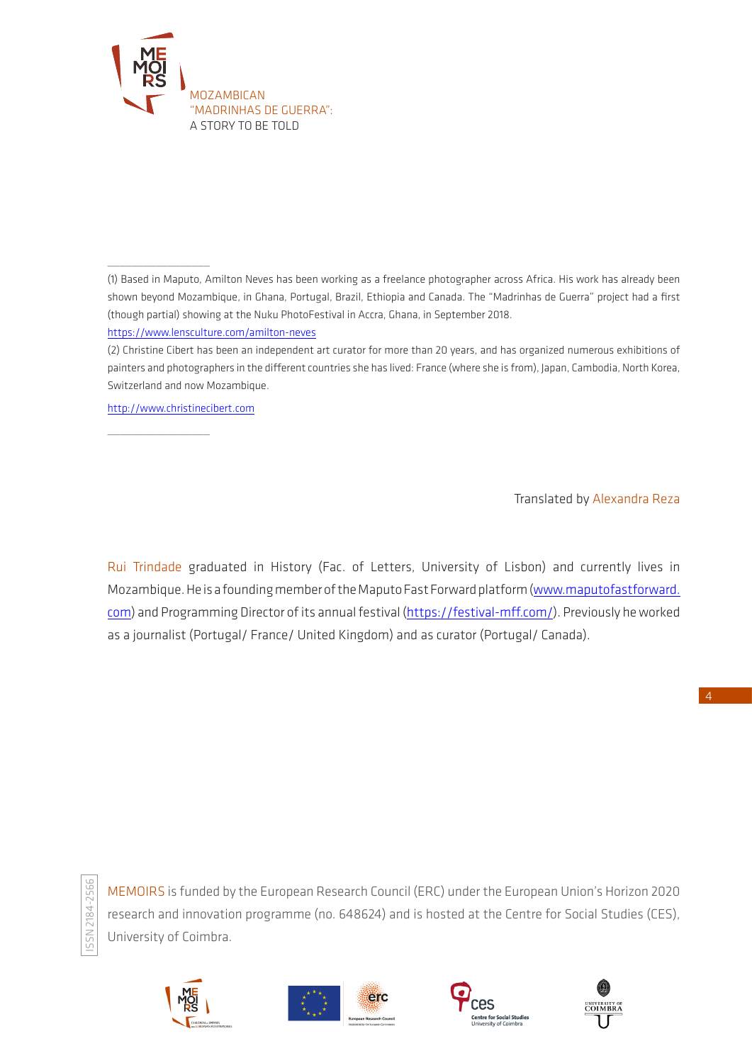(1) Based in Maputo, Amilton Neves has been working as a freelance photographer across Africa. His work has already been shown beyond Mozambique, in Ghana, Portugal, Brazil, Ethiopia and Canada. The "Madrinhas de Guerra" project had a first (though partial) showing at the Nuku PhotoFestival in Accra, Ghana, in September 2018.
https://www.lensculture.com/amilton-neves

(2) Christine Cibert has been an independent art curator for more than 20 years, and has organized numerous exhibitions of painters and photographers in the different countries she has lived: France (where she is from), Japan, Cambodia, North Korea, Switzerland and now Mozambique.

http://www.christinecibert.com

Translated by Alexandra Reza

Rui Trindade graduated in History (Fac. of Letters, University of Lisbon) and currently lives in Mozambique. He is a founding member of the Maputo Fast Forward platform (www.maputofastforward.com) and Programming Director of its annual festival (https://festival-mff.com/). Previously he worked as a journalist (Portugal/ France/ United Kingdom) and as curator (Portugal/ Canada).

ISSN 2184-2566

MEMOIRS is funded by the European Research Council (ERC) under the European Union's Horizon 2020 research and innovation programme (no. 648624) and is hosted at the Centre for Social Studies (CES), University of Coimbra.